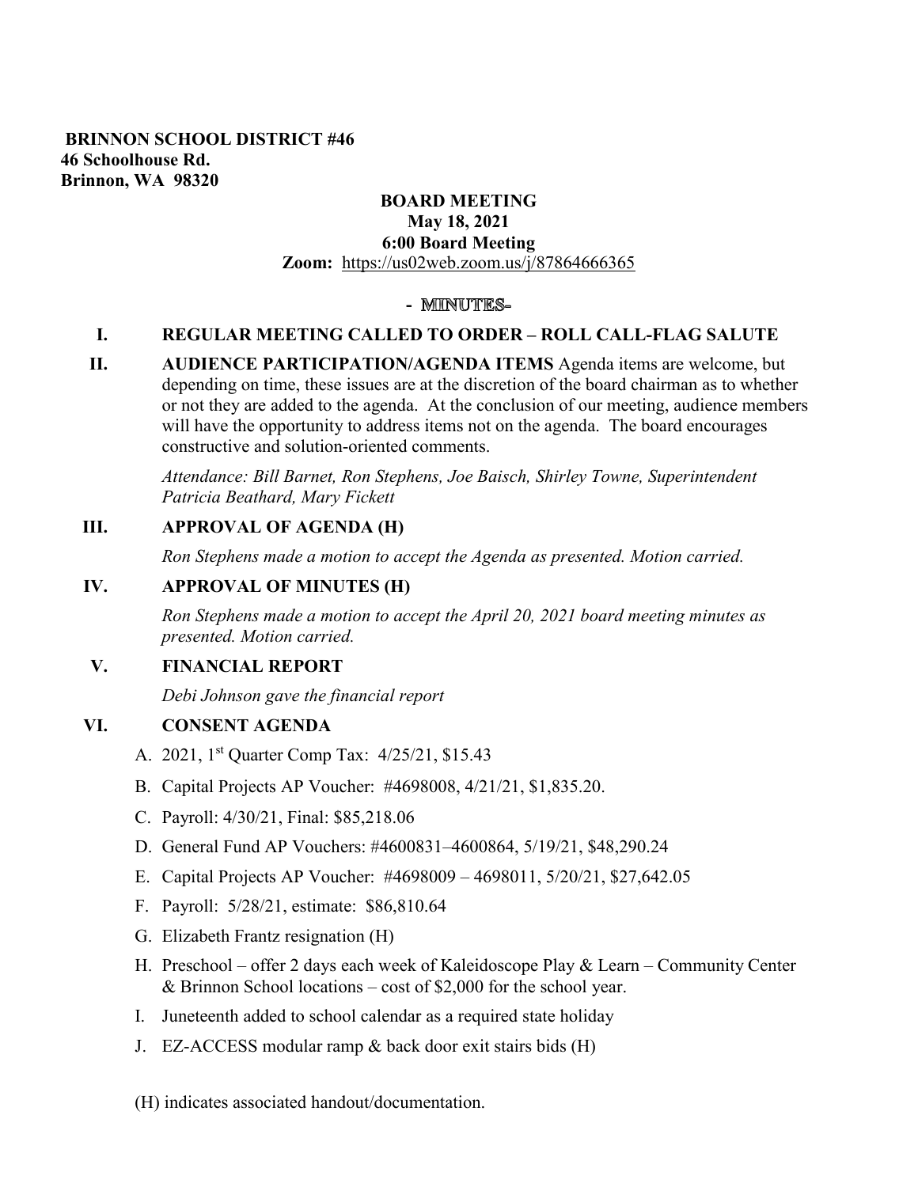**BRINNON SCHOOL DISTRICT #46**
**46 Schoolhouse Rd.**
**Brinnon, WA 98320**

**BOARD MEETING**
**May 18, 2021**
**6:00 Board Meeting**
**Zoom:** https://us02web.zoom.us/j/87864666365

**- MINUTES-**

## I. REGULAR MEETING CALLED TO ORDER – ROLL CALL-FLAG SALUTE

## II. AUDIENCE PARTICIPATION/AGENDA ITEMS

**AUDIENCE PARTICIPATION/AGENDA ITEMS** Agenda items are welcome, but depending on time, these issues are at the discretion of the board chairman as to whether or not they are added to the agenda. At the conclusion of our meeting, audience members will have the opportunity to address items not on the agenda. The board encourages constructive and solution-oriented comments.

*Attendance: Bill Barnet, Ron Stephens, Joe Baisch, Shirley Towne, Superintendent Patricia Beathard, Mary Fickett*

## III. APPROVAL OF AGENDA (H)

*Ron Stephens made a motion to accept the Agenda as presented. Motion carried.*

## IV. APPROVAL OF MINUTES (H)

*Ron Stephens made a motion to accept the April 20, 2021 board meeting minutes as presented. Motion carried.*

## V. FINANCIAL REPORT

*Debi Johnson gave the financial report*

## VI. CONSENT AGENDA

A. 2021, 1st Quarter Comp Tax: 4/25/21, $15.43

B. Capital Projects AP Voucher: #4698008, 4/21/21, $1,835.20.

C. Payroll: 4/30/21, Final: $85,218.06

D. General Fund AP Vouchers: #4600831–4600864, 5/19/21, $48,290.24

E. Capital Projects AP Voucher: #4698009 – 4698011, 5/20/21, $27,642.05

F. Payroll: 5/28/21, estimate: $86,810.64

G. Elizabeth Frantz resignation (H)

H. Preschool – offer 2 days each week of Kaleidoscope Play & Learn – Community Center & Brinnon School locations – cost of $2,000 for the school year.

I. Juneteenth added to school calendar as a required state holiday

J. EZ-ACCESS modular ramp & back door exit stairs bids (H)

(H) indicates associated handout/documentation.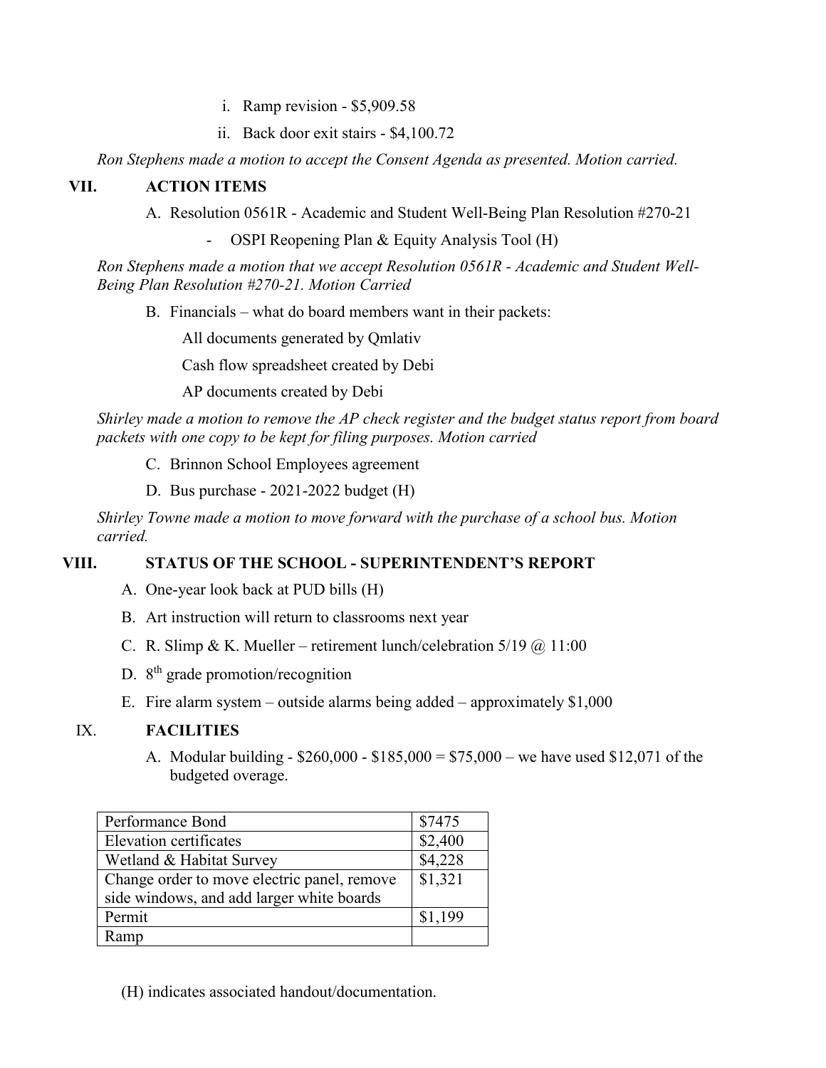i. Ramp revision - $5,909.58

ii. Back door exit stairs - $4,100.72

*Ron Stephens made a motion to accept the Consent Agenda as presented. Motion carried.*

## VII. ACTION ITEMS

A. Resolution 0561R - Academic and Student Well-Being Plan Resolution #270-21

- OSPI Reopening Plan & Equity Analysis Tool (H)

*Ron Stephens made a motion that we accept Resolution 0561R - Academic and Student Well-Being Plan Resolution #270-21. Motion Carried*

B. Financials – what do board members want in their packets:

All documents generated by Qmlativ

Cash flow spreadsheet created by Debi

AP documents created by Debi

*Shirley made a motion to remove the AP check register and the budget status report from board packets with one copy to be kept for filing purposes. Motion carried*

C. Brinnon School Employees agreement

D. Bus purchase - 2021-2022 budget (H)

*Shirley Towne made a motion to move forward with the purchase of a school bus. Motion carried.*

## VIII. STATUS OF THE SCHOOL - SUPERINTENDENT'S REPORT

A. One-year look back at PUD bills (H)

B. Art instruction will return to classrooms next year

C. R. Slimp & K. Mueller – retirement lunch/celebration 5/19 @ 11:00

D. 8th grade promotion/recognition

E. Fire alarm system – outside alarms being added – approximately $1,000

## IX. FACILITIES

A. Modular building - $260,000 - $185,000 = $75,000 – we have used $12,071 of the budgeted overage.

| | |
|---|---|
| Performance Bond | $7475 |
| Elevation certificates | $2,400 |
| Wetland & Habitat Survey | $4,228 |
| Change order to move electric panel, remove side windows, and add larger white boards | $1,321 |
| Permit | $1,199 |
| Ramp | |

(H) indicates associated handout/documentation.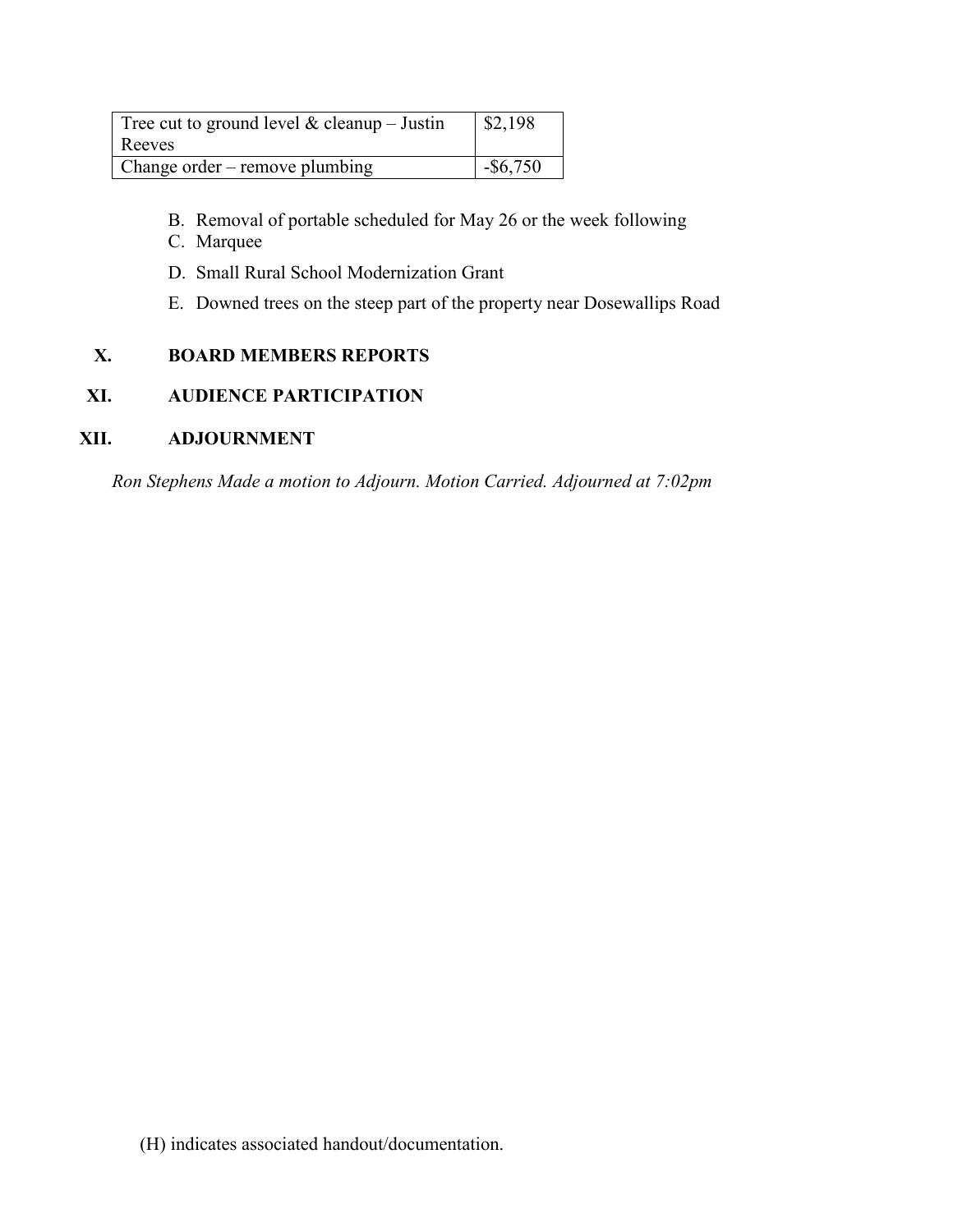| | |
|---|---|
| Tree cut to ground level & cleanup – Justin Reeves | $2,198 |
| Change order – remove plumbing | -$6,750 |

B. Removal of portable scheduled for May 26 or the week following

C. Marquee

D. Small Rural School Modernization Grant

E. Downed trees on the steep part of the property near Dosewallips Road

## X. BOARD MEMBERS REPORTS

## XI. AUDIENCE PARTICIPATION

## XII. ADJOURNMENT

*Ron Stephens Made a motion to Adjourn. Motion Carried. Adjourned at 7:02pm*

(H) indicates associated handout/documentation.